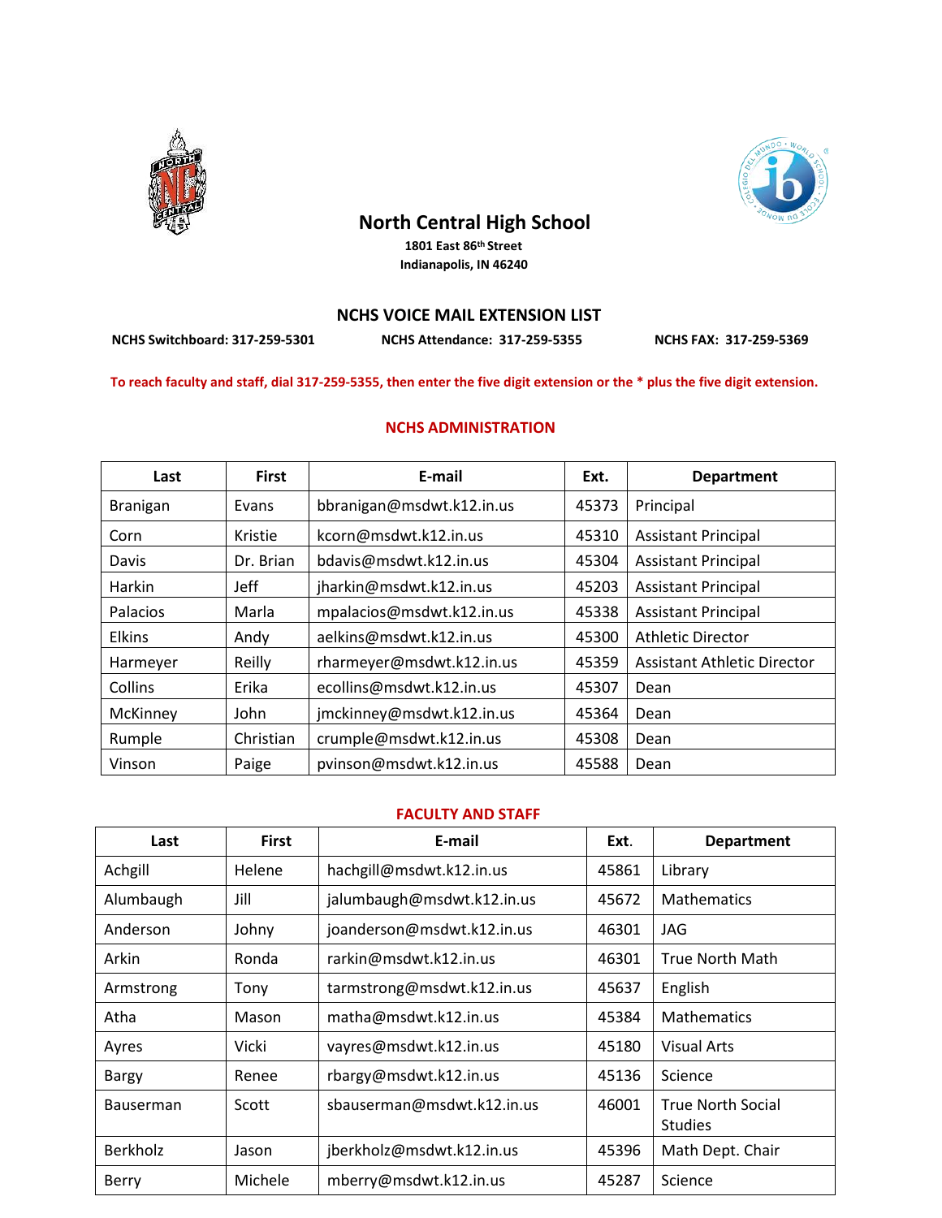# North Central High School

**1801 East 86th Street**
**Indianapolis, IN 46240**

## NCHS VOICE MAIL EXTENSION LIST

**NCHS Switchboard: 317-259-5301** **NCHS Attendance: 317-259-5355** **NCHS FAX: 317-259-5369**

**To reach faculty and staff, dial 317-259-5355, then enter the five digit extension or the * plus the five digit extension.**

### NCHS ADMINISTRATION

| Last | First | E-mail | Ext. | Department |
|---|---|---|---|---|
| Branigan | Evans | bbranigan@msdwt.k12.in.us | 45373 | Principal |
| Corn | Kristie | kcorn@msdwt.k12.in.us | 45310 | Assistant Principal |
| Davis | Dr. Brian | bdavis@msdwt.k12.in.us | 45304 | Assistant Principal |
| Harkin | Jeff | jharkin@msdwt.k12.in.us | 45203 | Assistant Principal |
| Palacios | Marla | mpalacios@msdwt.k12.in.us | 45338 | Assistant Principal |
| Elkins | Andy | aelkins@msdwt.k12.in.us | 45300 | Athletic Director |
| Harmeyer | Reilly | rharmeyer@msdwt.k12.in.us | 45359 | Assistant Athletic Director |
| Collins | Erika | ecollins@msdwt.k12.in.us | 45307 | Dean |
| McKinney | John | jmckinney@msdwt.k12.in.us | 45364 | Dean |
| Rumple | Christian | crumple@msdwt.k12.in.us | 45308 | Dean |
| Vinson | Paige | pvinson@msdwt.k12.in.us | 45588 | Dean |

### FACULTY AND STAFF

| Last | First | E-mail | Ext. | Department |
|---|---|---|---|---|
| Achgill | Helene | hachgill@msdwt.k12.in.us | 45861 | Library |
| Alumbaugh | Jill | jalumbaugh@msdwt.k12.in.us | 45672 | Mathematics |
| Anderson | Johny | joanderson@msdwt.k12.in.us | 46301 | JAG |
| Arkin | Ronda | rarkin@msdwt.k12.in.us | 46301 | True North Math |
| Armstrong | Tony | tarmstrong@msdwt.k12.in.us | 45637 | English |
| Atha | Mason | matha@msdwt.k12.in.us | 45384 | Mathematics |
| Ayres | Vicki | vayres@msdwt.k12.in.us | 45180 | Visual Arts |
| Bargy | Renee | rbargy@msdwt.k12.in.us | 45136 | Science |
| Bauserman | Scott | sbauserman@msdwt.k12.in.us | 46001 | True North Social Studies |
| Berkholz | Jason | jberkholz@msdwt.k12.in.us | 45396 | Math Dept. Chair |
| Berry | Michele | mberry@msdwt.k12.in.us | 45287 | Science |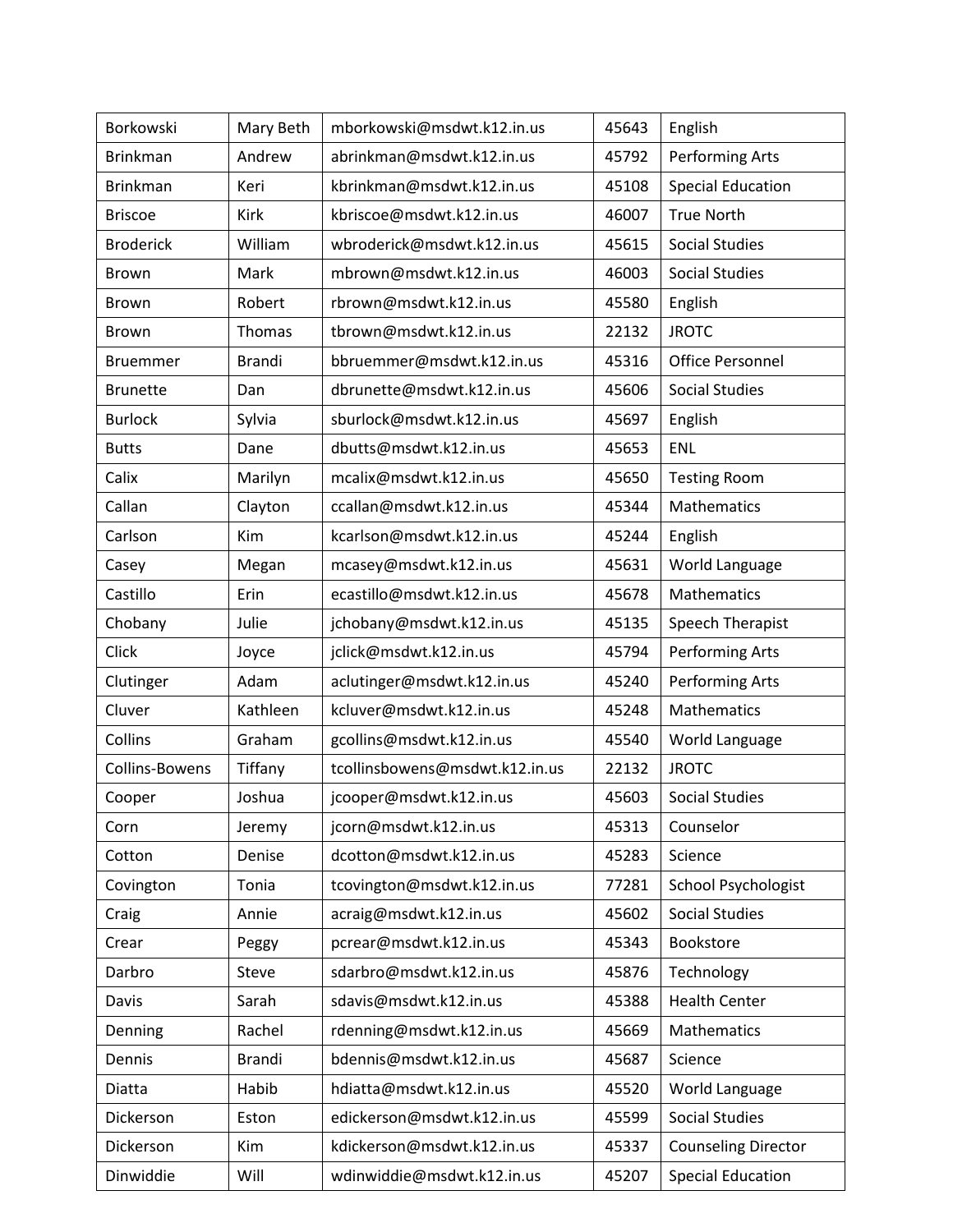| | | | | |
|---|---|---|---|---|
| Borkowski | Mary Beth | mborkowski@msdwt.k12.in.us | 45643 | English |
| Brinkman | Andrew | abrinkman@msdwt.k12.in.us | 45792 | Performing Arts |
| Brinkman | Keri | kbrinkman@msdwt.k12.in.us | 45108 | Special Education |
| Briscoe | Kirk | kbriscoe@msdwt.k12.in.us | 46007 | True North |
| Broderick | William | wbroderick@msdwt.k12.in.us | 45615 | Social Studies |
| Brown | Mark | mbrown@msdwt.k12.in.us | 46003 | Social Studies |
| Brown | Robert | rbrown@msdwt.k12.in.us | 45580 | English |
| Brown | Thomas | tbrown@msdwt.k12.in.us | 22132 | JROTC |
| Bruemmer | Brandi | bbruemmer@msdwt.k12.in.us | 45316 | Office Personnel |
| Brunette | Dan | dbrunette@msdwt.k12.in.us | 45606 | Social Studies |
| Burlock | Sylvia | sburlock@msdwt.k12.in.us | 45697 | English |
| Butts | Dane | dbutts@msdwt.k12.in.us | 45653 | ENL |
| Calix | Marilyn | mcalix@msdwt.k12.in.us | 45650 | Testing Room |
| Callan | Clayton | ccallan@msdwt.k12.in.us | 45344 | Mathematics |
| Carlson | Kim | kcarlson@msdwt.k12.in.us | 45244 | English |
| Casey | Megan | mcasey@msdwt.k12.in.us | 45631 | World Language |
| Castillo | Erin | ecastillo@msdwt.k12.in.us | 45678 | Mathematics |
| Chobany | Julie | jchobany@msdwt.k12.in.us | 45135 | Speech Therapist |
| Click | Joyce | jclick@msdwt.k12.in.us | 45794 | Performing Arts |
| Clutinger | Adam | aclutinger@msdwt.k12.in.us | 45240 | Performing Arts |
| Cluver | Kathleen | kcluver@msdwt.k12.in.us | 45248 | Mathematics |
| Collins | Graham | gcollins@msdwt.k12.in.us | 45540 | World Language |
| Collins-Bowens | Tiffany | tcollinsbowens@msdwt.k12.in.us | 22132 | JROTC |
| Cooper | Joshua | jcooper@msdwt.k12.in.us | 45603 | Social Studies |
| Corn | Jeremy | jcorn@msdwt.k12.in.us | 45313 | Counselor |
| Cotton | Denise | dcotton@msdwt.k12.in.us | 45283 | Science |
| Covington | Tonia | tcovington@msdwt.k12.in.us | 77281 | School Psychologist |
| Craig | Annie | acraig@msdwt.k12.in.us | 45602 | Social Studies |
| Crear | Peggy | pcrear@msdwt.k12.in.us | 45343 | Bookstore |
| Darbro | Steve | sdarbro@msdwt.k12.in.us | 45876 | Technology |
| Davis | Sarah | sdavis@msdwt.k12.in.us | 45388 | Health Center |
| Denning | Rachel | rdenning@msdwt.k12.in.us | 45669 | Mathematics |
| Dennis | Brandi | bdennis@msdwt.k12.in.us | 45687 | Science |
| Diatta | Habib | hdiatta@msdwt.k12.in.us | 45520 | World Language |
| Dickerson | Eston | edickerson@msdwt.k12.in.us | 45599 | Social Studies |
| Dickerson | Kim | kdickerson@msdwt.k12.in.us | 45337 | Counseling Director |
| Dinwiddie | Will | wdinwiddie@msdwt.k12.in.us | 45207 | Special Education |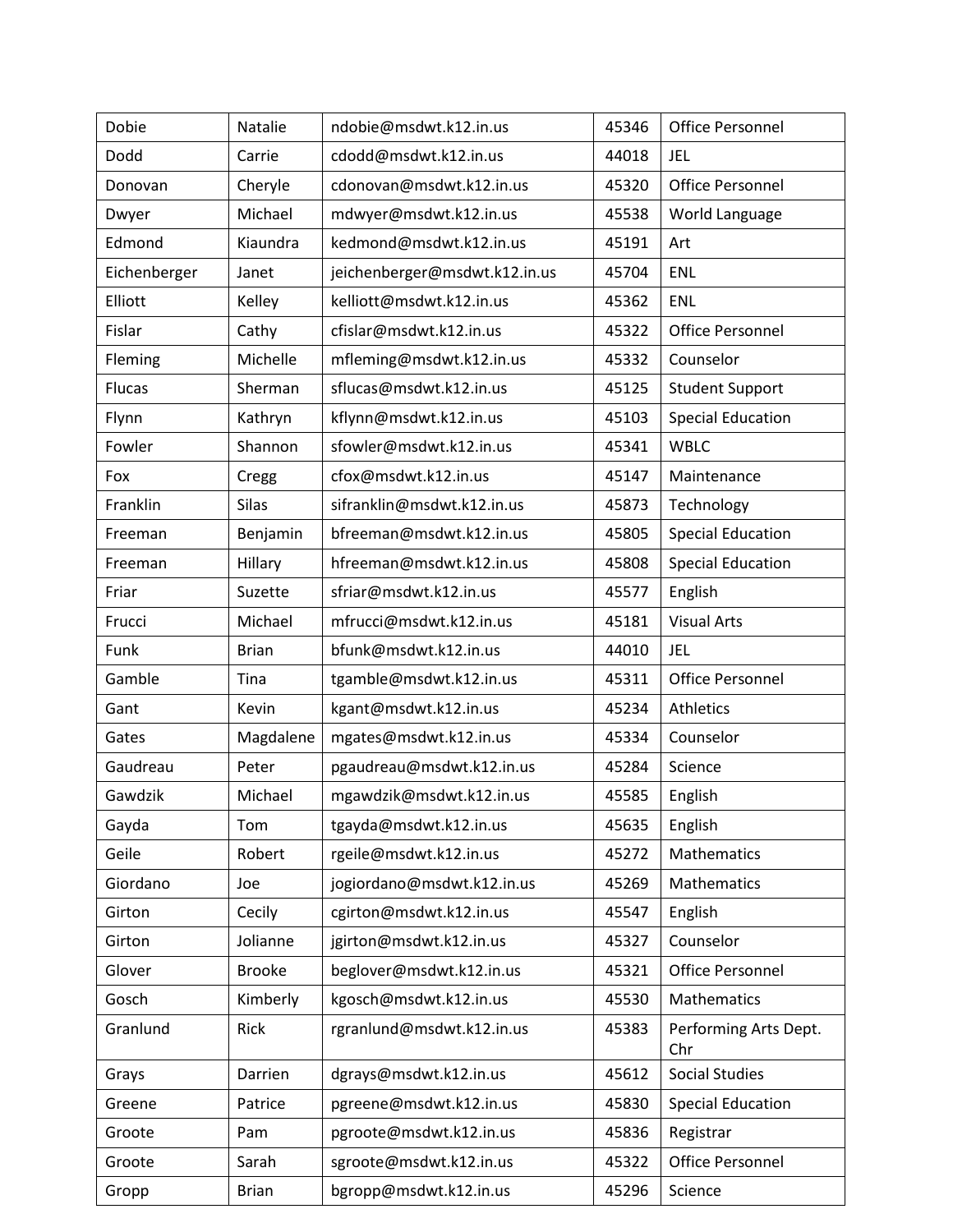| | | | | |
|---|---|---|---|---|
| Dobie | Natalie | ndobie@msdwt.k12.in.us | 45346 | Office Personnel |
| Dodd | Carrie | cdodd@msdwt.k12.in.us | 44018 | JEL |
| Donovan | Cheryle | cdonovan@msdwt.k12.in.us | 45320 | Office Personnel |
| Dwyer | Michael | mdwyer@msdwt.k12.in.us | 45538 | World Language |
| Edmond | Kiaundra | kedmond@msdwt.k12.in.us | 45191 | Art |
| Eichenberger | Janet | jeichenberger@msdwt.k12.in.us | 45704 | ENL |
| Elliott | Kelley | kelliott@msdwt.k12.in.us | 45362 | ENL |
| Fislar | Cathy | cfislar@msdwt.k12.in.us | 45322 | Office Personnel |
| Fleming | Michelle | mfleming@msdwt.k12.in.us | 45332 | Counselor |
| Flucas | Sherman | sflucas@msdwt.k12.in.us | 45125 | Student Support |
| Flynn | Kathryn | kflynn@msdwt.k12.in.us | 45103 | Special Education |
| Fowler | Shannon | sfowler@msdwt.k12.in.us | 45341 | WBLC |
| Fox | Cregg | cfox@msdwt.k12.in.us | 45147 | Maintenance |
| Franklin | Silas | sifranklin@msdwt.k12.in.us | 45873 | Technology |
| Freeman | Benjamin | bfreeman@msdwt.k12.in.us | 45805 | Special Education |
| Freeman | Hillary | hfreeman@msdwt.k12.in.us | 45808 | Special Education |
| Friar | Suzette | sfriar@msdwt.k12.in.us | 45577 | English |
| Frucci | Michael | mfrucci@msdwt.k12.in.us | 45181 | Visual Arts |
| Funk | Brian | bfunk@msdwt.k12.in.us | 44010 | JEL |
| Gamble | Tina | tgamble@msdwt.k12.in.us | 45311 | Office Personnel |
| Gant | Kevin | kgant@msdwt.k12.in.us | 45234 | Athletics |
| Gates | Magdalene | mgates@msdwt.k12.in.us | 45334 | Counselor |
| Gaudreau | Peter | pgaudreau@msdwt.k12.in.us | 45284 | Science |
| Gawdzik | Michael | mgawdzik@msdwt.k12.in.us | 45585 | English |
| Gayda | Tom | tgayda@msdwt.k12.in.us | 45635 | English |
| Geile | Robert | rgeile@msdwt.k12.in.us | 45272 | Mathematics |
| Giordano | Joe | jogiordano@msdwt.k12.in.us | 45269 | Mathematics |
| Girton | Cecily | cgirton@msdwt.k12.in.us | 45547 | English |
| Girton | Jolianne | jgirton@msdwt.k12.in.us | 45327 | Counselor |
| Glover | Brooke | beglover@msdwt.k12.in.us | 45321 | Office Personnel |
| Gosch | Kimberly | kgosch@msdwt.k12.in.us | 45530 | Mathematics |
| Granlund | Rick | rgranlund@msdwt.k12.in.us | 45383 | Performing Arts Dept. Chr |
| Grays | Darrien | dgrays@msdwt.k12.in.us | 45612 | Social Studies |
| Greene | Patrice | pgreene@msdwt.k12.in.us | 45830 | Special Education |
| Groote | Pam | pgroote@msdwt.k12.in.us | 45836 | Registrar |
| Groote | Sarah | sgroote@msdwt.k12.in.us | 45322 | Office Personnel |
| Gropp | Brian | bgropp@msdwt.k12.in.us | 45296 | Science |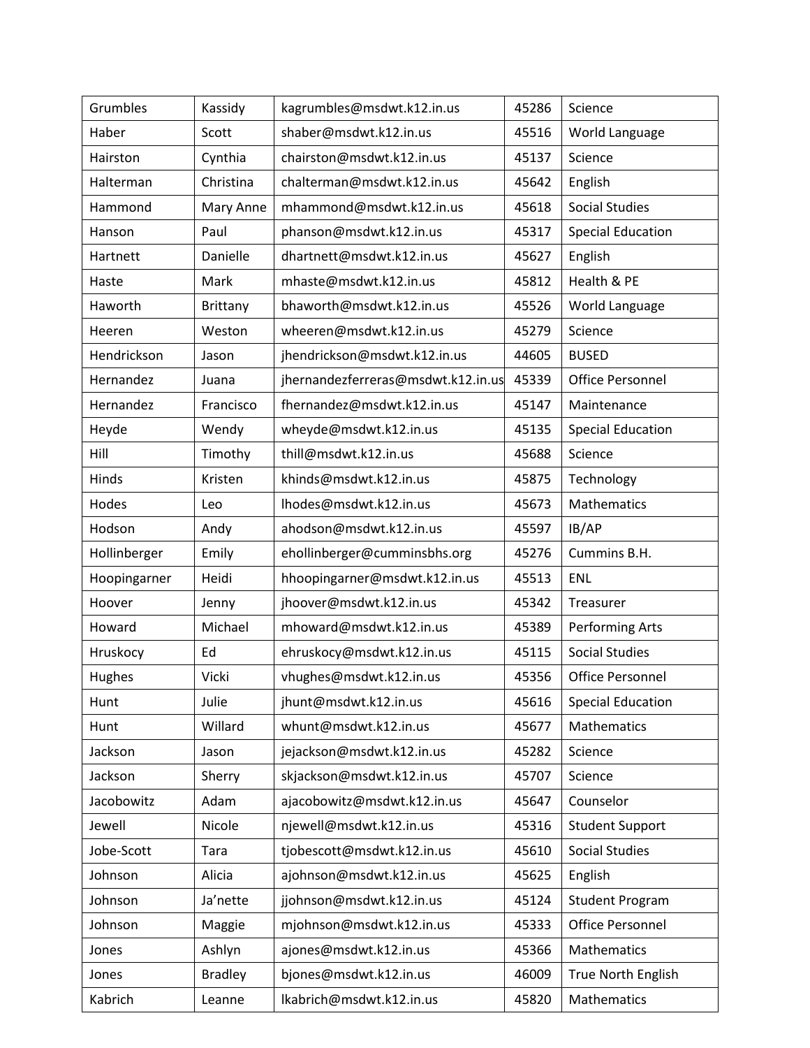| Grumbles | Kassidy | kagrumbles@msdwt.k12.in.us | 45286 | Science |
|---|---|---|---|---|
| Haber | Scott | shaber@msdwt.k12.in.us | 45516 | World Language |
| Hairston | Cynthia | chairston@msdwt.k12.in.us | 45137 | Science |
| Halterman | Christina | chalterman@msdwt.k12.in.us | 45642 | English |
| Hammond | Mary Anne | mhammond@msdwt.k12.in.us | 45618 | Social Studies |
| Hanson | Paul | phanson@msdwt.k12.in.us | 45317 | Special Education |
| Hartnett | Danielle | dhartnett@msdwt.k12.in.us | 45627 | English |
| Haste | Mark | mhaste@msdwt.k12.in.us | 45812 | Health & PE |
| Haworth | Brittany | bhaworth@msdwt.k12.in.us | 45526 | World Language |
| Heeren | Weston | wheeren@msdwt.k12.in.us | 45279 | Science |
| Hendrickson | Jason | jhendrickson@msdwt.k12.in.us | 44605 | BUSED |
| Hernandez | Juana | jhernandezferreras@msdwt.k12.in.us | 45339 | Office Personnel |
| Hernandez | Francisco | fhernandez@msdwt.k12.in.us | 45147 | Maintenance |
| Heyde | Wendy | wheyde@msdwt.k12.in.us | 45135 | Special Education |
| Hill | Timothy | thill@msdwt.k12.in.us | 45688 | Science |
| Hinds | Kristen | khinds@msdwt.k12.in.us | 45875 | Technology |
| Hodes | Leo | lhodes@msdwt.k12.in.us | 45673 | Mathematics |
| Hodson | Andy | ahodson@msdwt.k12.in.us | 45597 | IB/AP |
| Hollinberger | Emily | ehollinberger@cumminsbhs.org | 45276 | Cummins B.H. |
| Hoopingarner | Heidi | hhoopingarner@msdwt.k12.in.us | 45513 | ENL |
| Hoover | Jenny | jhoover@msdwt.k12.in.us | 45342 | Treasurer |
| Howard | Michael | mhoward@msdwt.k12.in.us | 45389 | Performing Arts |
| Hruskocy | Ed | ehruskocy@msdwt.k12.in.us | 45115 | Social Studies |
| Hughes | Vicki | vhughes@msdwt.k12.in.us | 45356 | Office Personnel |
| Hunt | Julie | jhunt@msdwt.k12.in.us | 45616 | Special Education |
| Hunt | Willard | whunt@msdwt.k12.in.us | 45677 | Mathematics |
| Jackson | Jason | jejackson@msdwt.k12.in.us | 45282 | Science |
| Jackson | Sherry | skjackson@msdwt.k12.in.us | 45707 | Science |
| Jacobowitz | Adam | ajacobowitz@msdwt.k12.in.us | 45647 | Counselor |
| Jewell | Nicole | njewell@msdwt.k12.in.us | 45316 | Student Support |
| Jobe-Scott | Tara | tjobescott@msdwt.k12.in.us | 45610 | Social Studies |
| Johnson | Alicia | ajohnson@msdwt.k12.in.us | 45625 | English |
| Johnson | Ja'nette | jjohnson@msdwt.k12.in.us | 45124 | Student Program |
| Johnson | Maggie | mjohnson@msdwt.k12.in.us | 45333 | Office Personnel |
| Jones | Ashlyn | ajones@msdwt.k12.in.us | 45366 | Mathematics |
| Jones | Bradley | bjones@msdwt.k12.in.us | 46009 | True North English |
| Kabrich | Leanne | lkabrich@msdwt.k12.in.us | 45820 | Mathematics |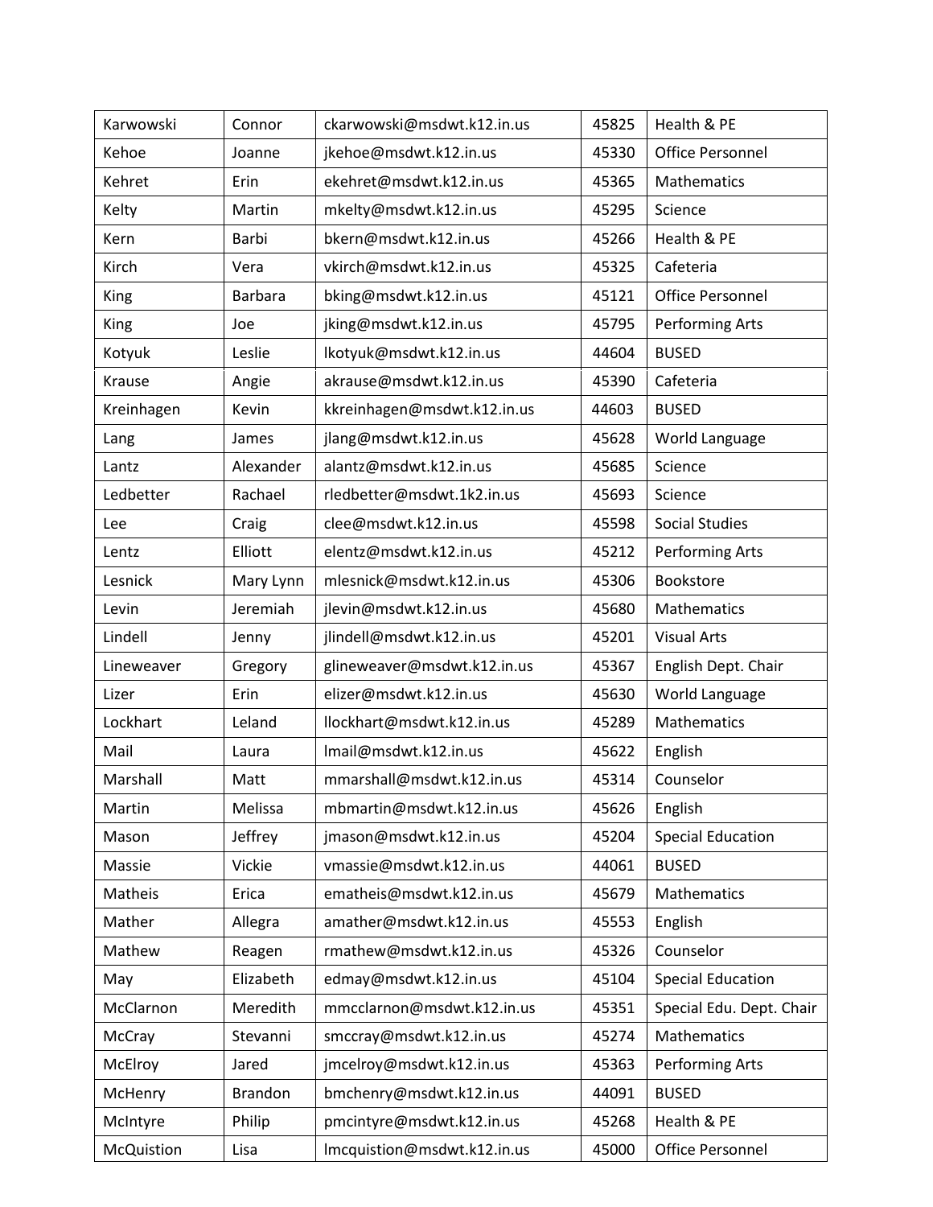| | | | | |
|---|---|---|---|---|
| Karwowski | Connor | ckarwowski@msdwt.k12.in.us | 45825 | Health & PE |
| Kehoe | Joanne | jkehoe@msdwt.k12.in.us | 45330 | Office Personnel |
| Kehret | Erin | ekehret@msdwt.k12.in.us | 45365 | Mathematics |
| Kelty | Martin | mkelty@msdwt.k12.in.us | 45295 | Science |
| Kern | Barbi | bkern@msdwt.k12.in.us | 45266 | Health & PE |
| Kirch | Vera | vkirch@msdwt.k12.in.us | 45325 | Cafeteria |
| King | Barbara | bking@msdwt.k12.in.us | 45121 | Office Personnel |
| King | Joe | jking@msdwt.k12.in.us | 45795 | Performing Arts |
| Kotyuk | Leslie | lkotyuk@msdwt.k12.in.us | 44604 | BUSED |
| Krause | Angie | akrause@msdwt.k12.in.us | 45390 | Cafeteria |
| Kreinhagen | Kevin | kkreinhagen@msdwt.k12.in.us | 44603 | BUSED |
| Lang | James | jlang@msdwt.k12.in.us | 45628 | World Language |
| Lantz | Alexander | alantz@msdwt.k12.in.us | 45685 | Science |
| Ledbetter | Rachael | rledbetter@msdwt.1k2.in.us | 45693 | Science |
| Lee | Craig | clee@msdwt.k12.in.us | 45598 | Social Studies |
| Lentz | Elliott | elentz@msdwt.k12.in.us | 45212 | Performing Arts |
| Lesnick | Mary Lynn | mlesnick@msdwt.k12.in.us | 45306 | Bookstore |
| Levin | Jeremiah | jlevin@msdwt.k12.in.us | 45680 | Mathematics |
| Lindell | Jenny | jlindell@msdwt.k12.in.us | 45201 | Visual Arts |
| Lineweaver | Gregory | glineweaver@msdwt.k12.in.us | 45367 | English Dept. Chair |
| Lizer | Erin | elizer@msdwt.k12.in.us | 45630 | World Language |
| Lockhart | Leland | llockhart@msdwt.k12.in.us | 45289 | Mathematics |
| Mail | Laura | lmail@msdwt.k12.in.us | 45622 | English |
| Marshall | Matt | mmarshall@msdwt.k12.in.us | 45314 | Counselor |
| Martin | Melissa | mbmartin@msdwt.k12.in.us | 45626 | English |
| Mason | Jeffrey | jmason@msdwt.k12.in.us | 45204 | Special Education |
| Massie | Vickie | vmassie@msdwt.k12.in.us | 44061 | BUSED |
| Matheis | Erica | ematheis@msdwt.k12.in.us | 45679 | Mathematics |
| Mather | Allegra | amather@msdwt.k12.in.us | 45553 | English |
| Mathew | Reagen | rmathew@msdwt.k12.in.us | 45326 | Counselor |
| May | Elizabeth | edmay@msdwt.k12.in.us | 45104 | Special Education |
| McClarnon | Meredith | mmcclarnon@msdwt.k12.in.us | 45351 | Special Edu. Dept. Chair |
| McCray | Stevanni | smccray@msdwt.k12.in.us | 45274 | Mathematics |
| McElroy | Jared | jmcelroy@msdwt.k12.in.us | 45363 | Performing Arts |
| McHenry | Brandon | bmchenry@msdwt.k12.in.us | 44091 | BUSED |
| McIntyre | Philip | pmcintyre@msdwt.k12.in.us | 45268 | Health & PE |
| McQuistion | Lisa | lmcquistion@msdwt.k12.in.us | 45000 | Office Personnel |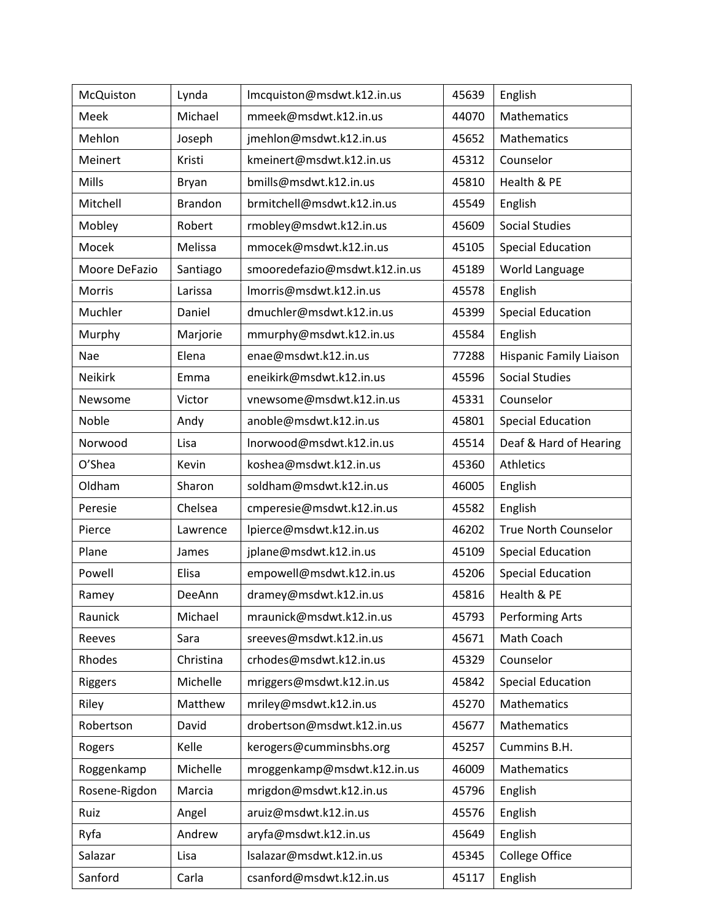| McQuiston | Lynda | lmcquiston@msdwt.k12.in.us | 45639 | English |
|---|---|---|---|---|
| Meek | Michael | mmeek@msdwt.k12.in.us | 44070 | Mathematics |
| Mehlon | Joseph | jmehlon@msdwt.k12.in.us | 45652 | Mathematics |
| Meinert | Kristi | kmeinert@msdwt.k12.in.us | 45312 | Counselor |
| Mills | Bryan | bmills@msdwt.k12.in.us | 45810 | Health & PE |
| Mitchell | Brandon | brmitchell@msdwt.k12.in.us | 45549 | English |
| Mobley | Robert | rmobley@msdwt.k12.in.us | 45609 | Social Studies |
| Mocek | Melissa | mmocek@msdwt.k12.in.us | 45105 | Special Education |
| Moore DeFazio | Santiago | smooredefazio@msdwt.k12.in.us | 45189 | World Language |
| Morris | Larissa | lmorris@msdwt.k12.in.us | 45578 | English |
| Muchler | Daniel | dmuchler@msdwt.k12.in.us | 45399 | Special Education |
| Murphy | Marjorie | mmurphy@msdwt.k12.in.us | 45584 | English |
| Nae | Elena | enae@msdwt.k12.in.us | 77288 | Hispanic Family Liaison |
| Neikirk | Emma | eneikirk@msdwt.k12.in.us | 45596 | Social Studies |
| Newsome | Victor | vnewsome@msdwt.k12.in.us | 45331 | Counselor |
| Noble | Andy | anoble@msdwt.k12.in.us | 45801 | Special Education |
| Norwood | Lisa | lnorwood@msdwt.k12.in.us | 45514 | Deaf & Hard of Hearing |
| O'Shea | Kevin | koshea@msdwt.k12.in.us | 45360 | Athletics |
| Oldham | Sharon | soldham@msdwt.k12.in.us | 46005 | English |
| Peresie | Chelsea | cmperesie@msdwt.k12.in.us | 45582 | English |
| Pierce | Lawrence | lpierce@msdwt.k12.in.us | 46202 | True North Counselor |
| Plane | James | jplane@msdwt.k12.in.us | 45109 | Special Education |
| Powell | Elisa | empowell@msdwt.k12.in.us | 45206 | Special Education |
| Ramey | DeeAnn | dramey@msdwt.k12.in.us | 45816 | Health & PE |
| Raunick | Michael | mraunick@msdwt.k12.in.us | 45793 | Performing Arts |
| Reeves | Sara | sreeves@msdwt.k12.in.us | 45671 | Math Coach |
| Rhodes | Christina | crhodes@msdwt.k12.in.us | 45329 | Counselor |
| Riggers | Michelle | mriggers@msdwt.k12.in.us | 45842 | Special Education |
| Riley | Matthew | mriley@msdwt.k12.in.us | 45270 | Mathematics |
| Robertson | David | drobertson@msdwt.k12.in.us | 45677 | Mathematics |
| Rogers | Kelle | kerogers@cumminsbhs.org | 45257 | Cummins B.H. |
| Roggenkamp | Michelle | mroggenkamp@msdwt.k12.in.us | 46009 | Mathematics |
| Rosene-Rigdon | Marcia | mrigdon@msdwt.k12.in.us | 45796 | English |
| Ruiz | Angel | aruiz@msdwt.k12.in.us | 45576 | English |
| Ryfa | Andrew | aryfa@msdwt.k12.in.us | 45649 | English |
| Salazar | Lisa | lsalazar@msdwt.k12.in.us | 45345 | College Office |
| Sanford | Carla | csanford@msdwt.k12.in.us | 45117 | English |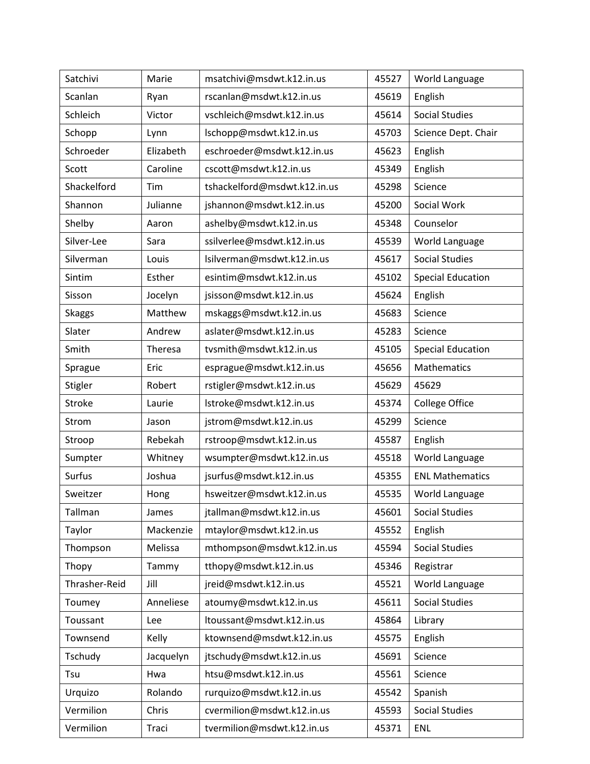| Satchivi | Marie | msatchivi@msdwt.k12.in.us | 45527 | World Language |
|---|---|---|---|---|
| Scanlan | Ryan | rscanlan@msdwt.k12.in.us | 45619 | English |
| Schleich | Victor | vschleich@msdwt.k12.in.us | 45614 | Social Studies |
| Schopp | Lynn | lschopp@msdwt.k12.in.us | 45703 | Science Dept. Chair |
| Schroeder | Elizabeth | eschroeder@msdwt.k12.in.us | 45623 | English |
| Scott | Caroline | cscott@msdwt.k12.in.us | 45349 | English |
| Shackelford | Tim | tshackelford@msdwt.k12.in.us | 45298 | Science |
| Shannon | Julianne | jshannon@msdwt.k12.in.us | 45200 | Social Work |
| Shelby | Aaron | ashelby@msdwt.k12.in.us | 45348 | Counselor |
| Silver-Lee | Sara | ssilverlee@msdwt.k12.in.us | 45539 | World Language |
| Silverman | Louis | lsilverman@msdwt.k12.in.us | 45617 | Social Studies |
| Sintim | Esther | esintim@msdwt.k12.in.us | 45102 | Special Education |
| Sisson | Jocelyn | jsisson@msdwt.k12.in.us | 45624 | English |
| Skaggs | Matthew | mskaggs@msdwt.k12.in.us | 45683 | Science |
| Slater | Andrew | aslater@msdwt.k12.in.us | 45283 | Science |
| Smith | Theresa | tvsmith@msdwt.k12.in.us | 45105 | Special Education |
| Sprague | Eric | esprague@msdwt.k12.in.us | 45656 | Mathematics |
| Stigler | Robert | rstigler@msdwt.k12.in.us | 45629 | 45629 |
| Stroke | Laurie | lstroke@msdwt.k12.in.us | 45374 | College Office |
| Strom | Jason | jstrom@msdwt.k12.in.us | 45299 | Science |
| Stroop | Rebekah | rstroop@msdwt.k12.in.us | 45587 | English |
| Sumpter | Whitney | wsumpter@msdwt.k12.in.us | 45518 | World Language |
| Surfus | Joshua | jsurfus@msdwt.k12.in.us | 45355 | ENL Mathematics |
| Sweitzer | Hong | hsweitzer@msdwt.k12.in.us | 45535 | World Language |
| Tallman | James | jtallman@msdwt.k12.in.us | 45601 | Social Studies |
| Taylor | Mackenzie | mtaylor@msdwt.k12.in.us | 45552 | English |
| Thompson | Melissa | mthompson@msdwt.k12.in.us | 45594 | Social Studies |
| Thopy | Tammy | tthopy@msdwt.k12.in.us | 45346 | Registrar |
| Thrasher-Reid | Jill | jreid@msdwt.k12.in.us | 45521 | World Language |
| Toumey | Anneliese | atoumy@msdwt.k12.in.us | 45611 | Social Studies |
| Toussant | Lee | ltoussant@msdwt.k12.in.us | 45864 | Library |
| Townsend | Kelly | ktownsend@msdwt.k12.in.us | 45575 | English |
| Tschudy | Jacquelyn | jtschudy@msdwt.k12.in.us | 45691 | Science |
| Tsu | Hwa | htsu@msdwt.k12.in.us | 45561 | Science |
| Urquizo | Rolando | rurquizo@msdwt.k12.in.us | 45542 | Spanish |
| Vermilion | Chris | cvermilion@msdwt.k12.in.us | 45593 | Social Studies |
| Vermilion | Traci | tvermilion@msdwt.k12.in.us | 45371 | ENL |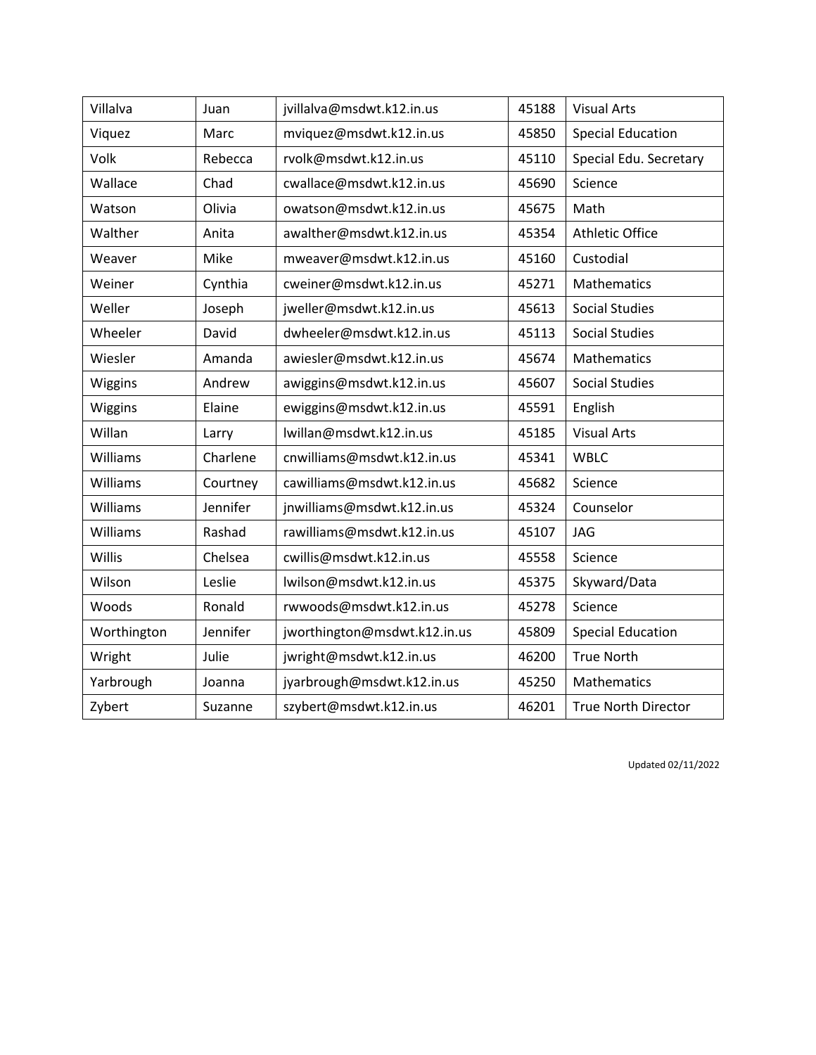| | | | | |
|---|---|---|---|---|
| Villalva | Juan | jvillalva@msdwt.k12.in.us | 45188 | Visual Arts |
| Viquez | Marc | mviquez@msdwt.k12.in.us | 45850 | Special Education |
| Volk | Rebecca | rvolk@msdwt.k12.in.us | 45110 | Special Edu. Secretary |
| Wallace | Chad | cwallace@msdwt.k12.in.us | 45690 | Science |
| Watson | Olivia | owatson@msdwt.k12.in.us | 45675 | Math |
| Walther | Anita | awalther@msdwt.k12.in.us | 45354 | Athletic Office |
| Weaver | Mike | mweaver@msdwt.k12.in.us | 45160 | Custodial |
| Weiner | Cynthia | cweiner@msdwt.k12.in.us | 45271 | Mathematics |
| Weller | Joseph | jweller@msdwt.k12.in.us | 45613 | Social Studies |
| Wheeler | David | dwheeler@msdwt.k12.in.us | 45113 | Social Studies |
| Wiesler | Amanda | awiesler@msdwt.k12.in.us | 45674 | Mathematics |
| Wiggins | Andrew | awiggins@msdwt.k12.in.us | 45607 | Social Studies |
| Wiggins | Elaine | ewiggins@msdwt.k12.in.us | 45591 | English |
| Willan | Larry | lwillan@msdwt.k12.in.us | 45185 | Visual Arts |
| Williams | Charlene | cnwilliams@msdwt.k12.in.us | 45341 | WBLC |
| Williams | Courtney | cawilliams@msdwt.k12.in.us | 45682 | Science |
| Williams | Jennifer | jnwilliams@msdwt.k12.in.us | 45324 | Counselor |
| Williams | Rashad | rawilliams@msdwt.k12.in.us | 45107 | JAG |
| Willis | Chelsea | cwillis@msdwt.k12.in.us | 45558 | Science |
| Wilson | Leslie | lwilson@msdwt.k12.in.us | 45375 | Skyward/Data |
| Woods | Ronald | rwwoods@msdwt.k12.in.us | 45278 | Science |
| Worthington | Jennifer | jworthington@msdwt.k12.in.us | 45809 | Special Education |
| Wright | Julie | jwright@msdwt.k12.in.us | 46200 | True North |
| Yarbrough | Joanna | jyarbrough@msdwt.k12.in.us | 45250 | Mathematics |
| Zybert | Suzanne | szybert@msdwt.k12.in.us | 46201 | True North Director |

Updated 02/11/2022